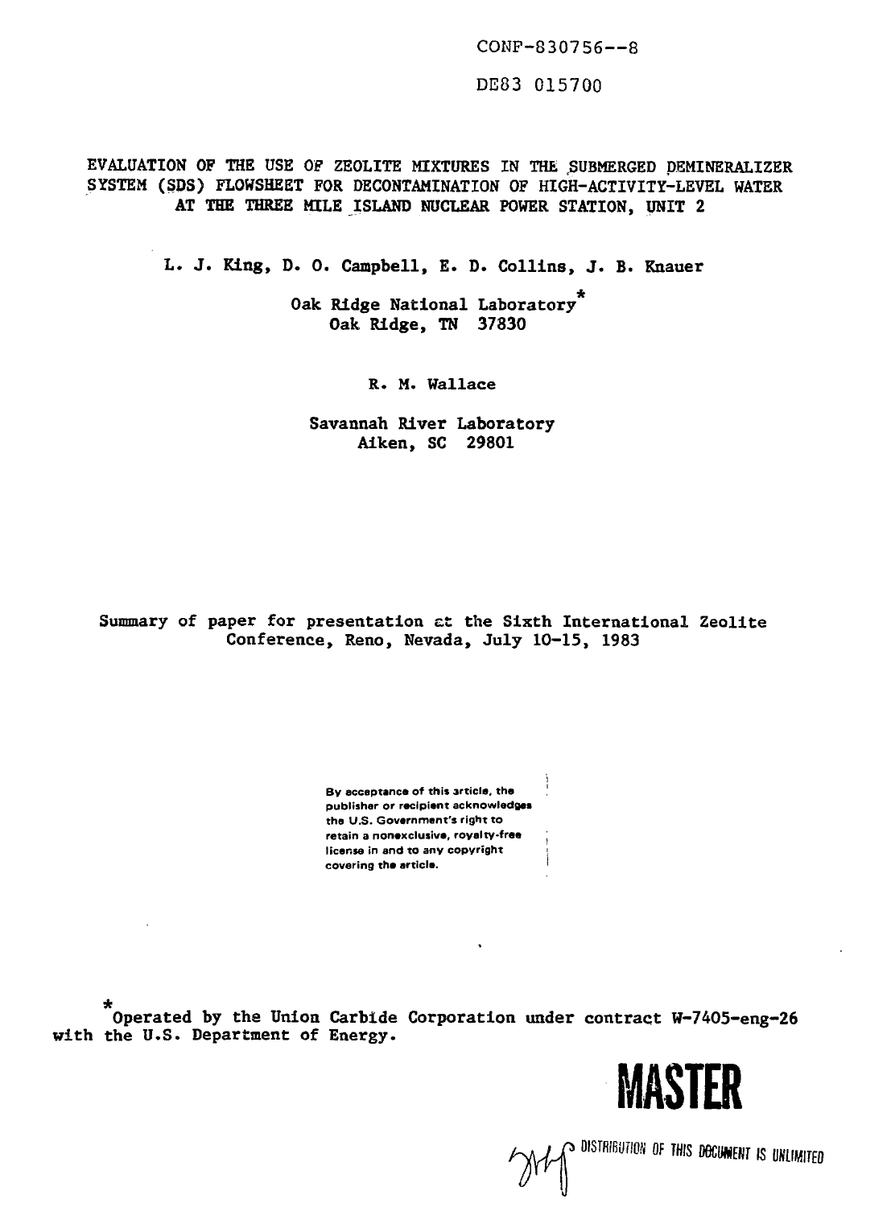CONF-830756--8

DE83 015700

# EVALUATION OF THE USE OF ZEOLITE MIXTURES IN THE SUBMERGED DEMINERALIZER SYSTEM (SDS) FLOWSHEET FOR DECONTAMINATION OF HIGH-ACTIVITY-LEVEL WATER AT THE THREE MILE ISLAND NUCLEAR POWER STATION, UNIT 2

L. J. King, D. O. Campbell, E. D. Collins, J. B. Knauer

Oak Ridge National Laboratory*
Oak Ridge, TN 37830

R. M. Wallace

Savannah River Laboratory
Aiken, SC 29801

Summary of paper for presentation at the Sixth International Zeolite Conference, Reno, Nevada, July 10-15, 1983

By acceptance of this article, the publisher or recipient acknowledges the U.S. Government's right to retain a nonexclusive, royalty-free license in and to any copyright covering the article.

*Operated by the Union Carbide Corporation under contract W-7405-eng-26 with the U.S. Department of Energy.

**MASTER**

DISTRIBUTION OF THIS DOCUMENT IS UNLIMITED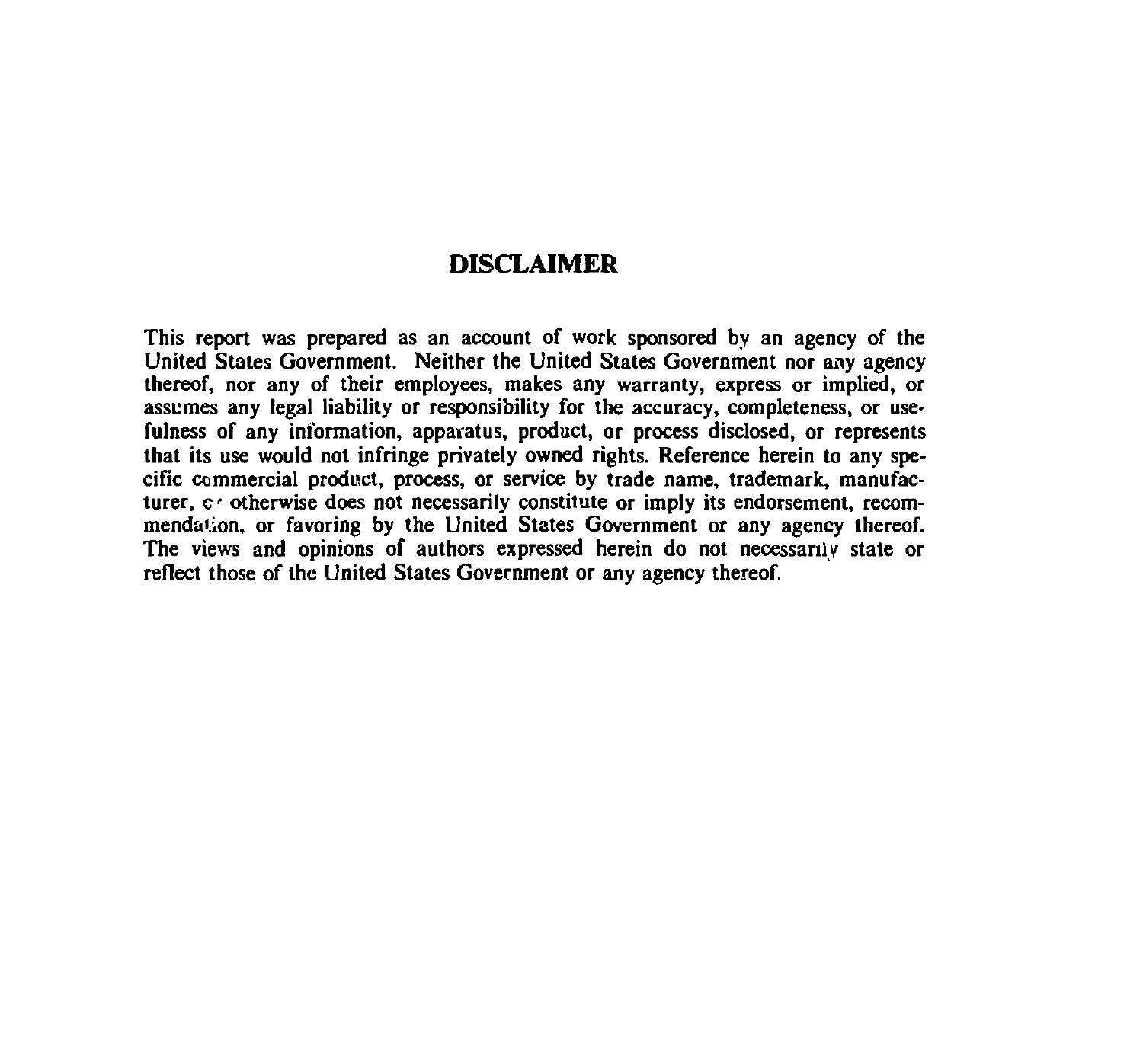# DISCLAIMER

This report was prepared as an account of work sponsored by an agency of the United States Government. Neither the United States Government nor any agency thereof, nor any of their employees, makes any warranty, express or implied, or assumes any legal liability or responsibility for the accuracy, completeness, or usefulness of any information, apparatus, product, or process disclosed, or represents that its use would not infringe privately owned rights. Reference herein to any specific commercial product, process, or service by trade name, trademark, manufacturer, or otherwise does not necessarily constitute or imply its endorsement, recommendation, or favoring by the United States Government or any agency thereof. The views and opinions of authors expressed herein do not necessarily state or reflect those of the United States Government or any agency thereof.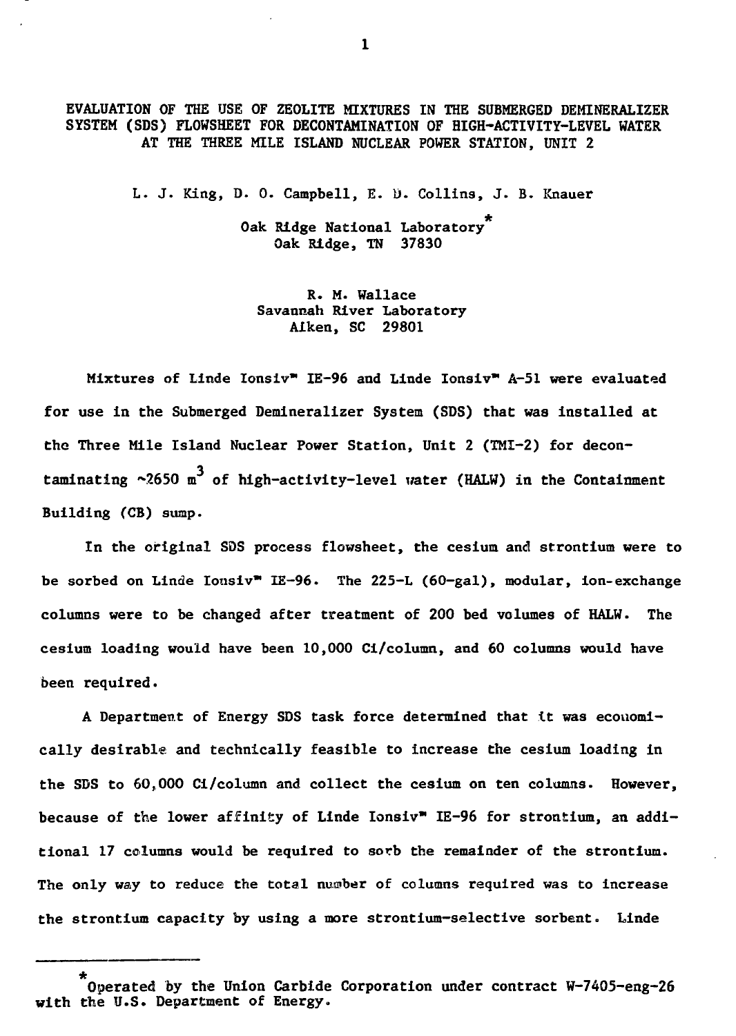# EVALUATION OF THE USE OF ZEOLITE MIXTURES IN THE SUBMERGED DEMINERALIZER SYSTEM (SDS) FLOWSHEET FOR DECONTAMINATION OF HIGH-ACTIVITY-LEVEL WATER AT THE THREE MILE ISLAND NUCLEAR POWER STATION, UNIT 2

L. J. King, D. O. Campbell, E. D. Collins, J. B. Knauer

Oak Ridge National Laboratory*
Oak Ridge, TN 37830

R. M. Wallace
Savannah River Laboratory
Aiken, SC 29801

Mixtures of Linde Ionsiv™ IE-96 and Linde Ionsiv™ A-51 were evaluated for use in the Submerged Demineralizer System (SDS) that was installed at the Three Mile Island Nuclear Power Station, Unit 2 (TMI-2) for decontaminating ~2650 $m^3$ of high-activity-level water (HALW) in the Containment Building (CB) sump.

In the original SDS process flowsheet, the cesium and strontium were to be sorbed on Linde Ionsiv™ IE-96. The 225-L (60-gal), modular, ion-exchange columns were to be changed after treatment of 200 bed volumes of HALW. The cesium loading would have been 10,000 Ci/column, and 60 columns would have been required.

A Department of Energy SDS task force determined that it was economically desirable and technically feasible to increase the cesium loading in the SDS to 60,000 Ci/column and collect the cesium on ten columns. However, because of the lower affinity of Linde Ionsiv™ IE-96 for strontium, an additional 17 columns would be required to sorb the remainder of the strontium. The only way to reduce the total number of columns required was to increase the strontium capacity by using a more strontium-selective sorbent. Linde

---

*Operated by the Union Carbide Corporation under contract W-7405-eng-26 with the U.S. Department of Energy.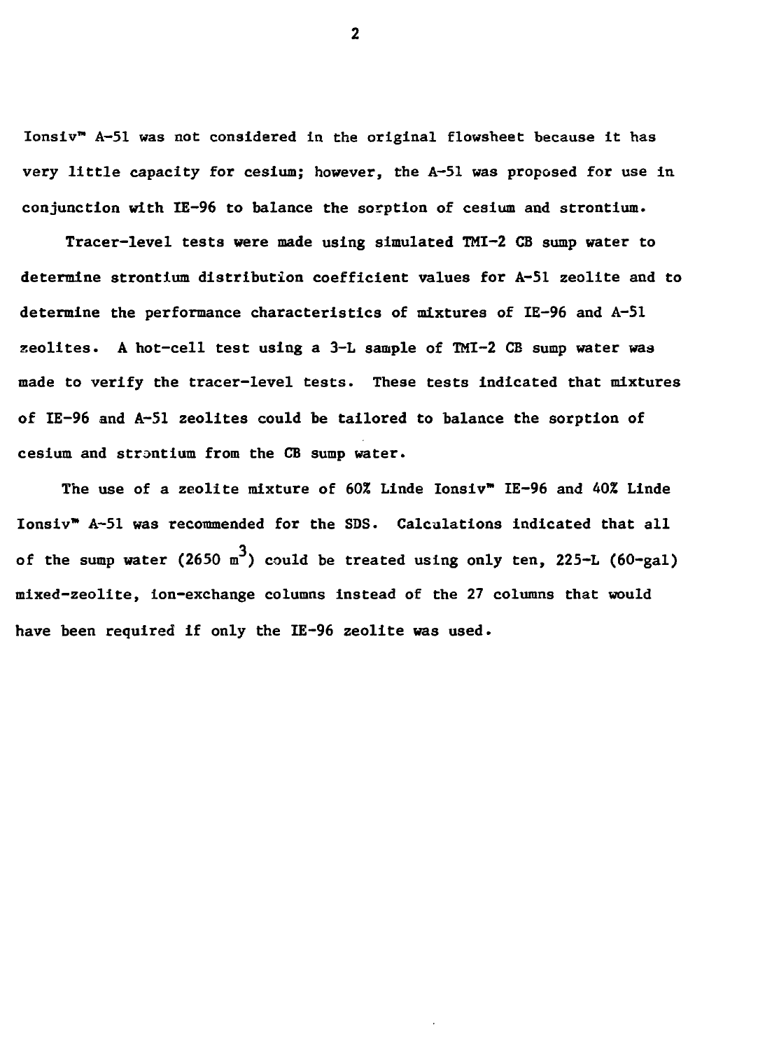Ionsiv™ A-51 was not considered in the original flowsheet because it has very little capacity for cesium; however, the A-51 was proposed for use in conjunction with IE-96 to balance the sorption of cesium and strontium.

Tracer-level tests were made using simulated TMI-2 CB sump water to determine strontium distribution coefficient values for A-51 zeolite and to determine the performance characteristics of mixtures of IE-96 and A-51 zeolites. A hot-cell test using a 3-L sample of TMI-2 CB sump water was made to verify the tracer-level tests. These tests indicated that mixtures of IE-96 and A-51 zeolites could be tailored to balance the sorption of cesium and strontium from the CB sump water.

The use of a zeolite mixture of 60% Linde Ionsiv™ IE-96 and 40% Linde Ionsiv™ A-51 was recommended for the SDS. Calculations indicated that all of the sump water (2650 $m^3$) could be treated using only ten, 225-L (60-gal) mixed-zeolite, ion-exchange columns instead of the 27 columns that would have been required if only the IE-96 zeolite was used.